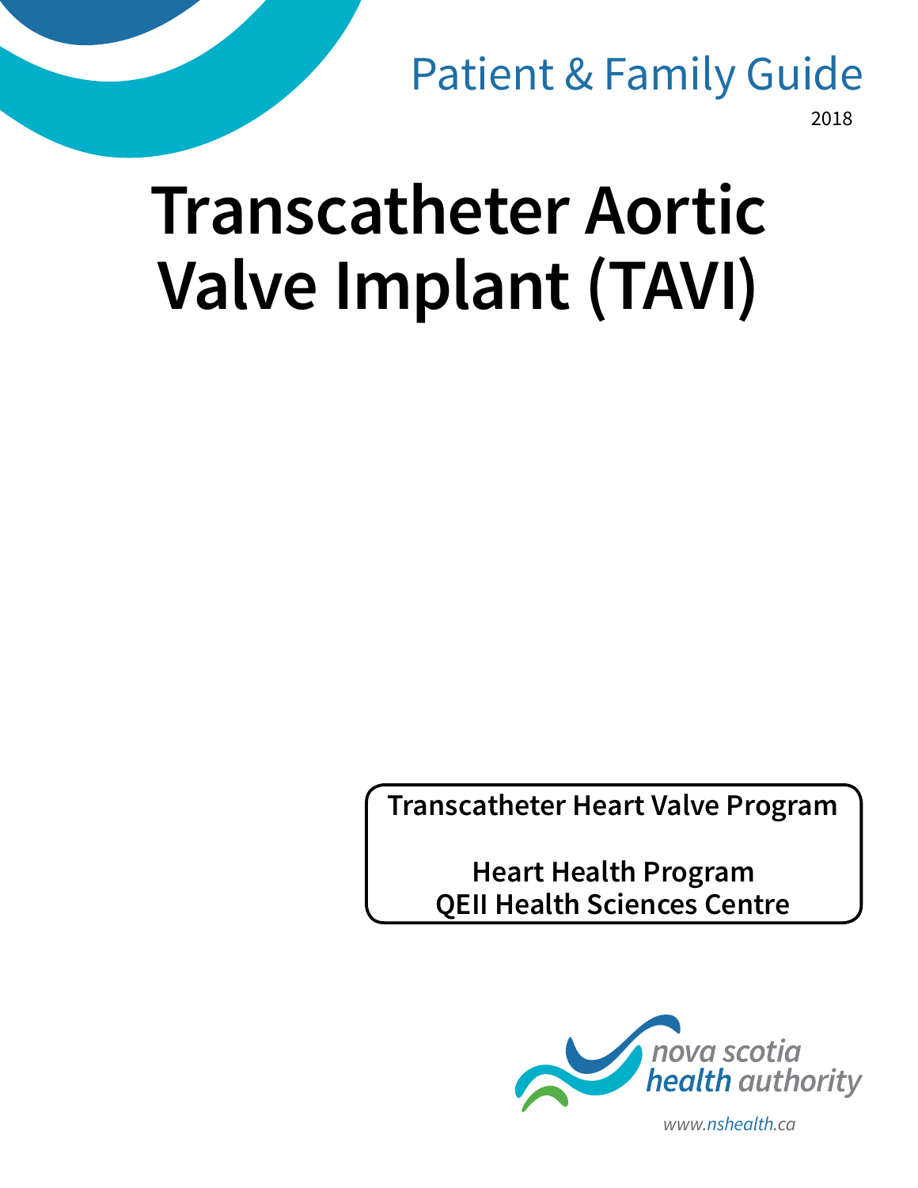Patient & Family Guide

2018

# Transcatheter Aortic Valve Implant (TAVI)

**Transcatheter Heart Valve Program**

**Heart Health Program**
**QEII Health Sciences Centre**

nova scotia health authority

www.nshealth.ca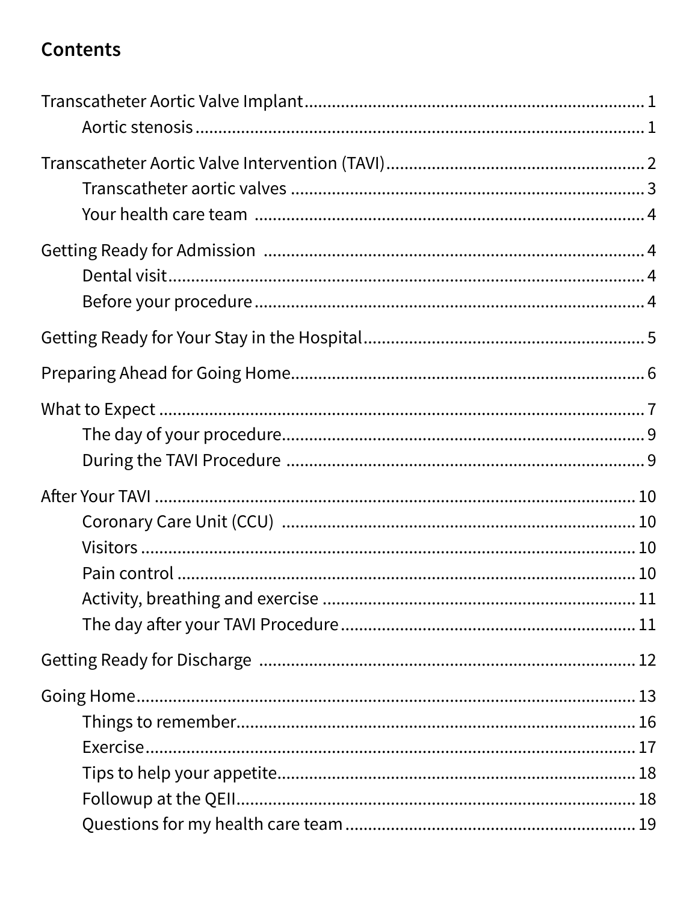## Contents

- Transcatheter Aortic Valve Implant ........ 1
  - Aortic stenosis ........ 1
- Transcatheter Aortic Valve Intervention (TAVI) ........ 2
  - Transcatheter aortic valves ........ 3
  - Your health care team ........ 4
- Getting Ready for Admission ........ 4
  - Dental visit ........ 4
  - Before your procedure ........ 4
- Getting Ready for Your Stay in the Hospital ........ 5
- Preparing Ahead for Going Home ........ 6
- What to Expect ........ 7
  - The day of your procedure ........ 9
  - During the TAVI Procedure ........ 9
- After Your TAVI ........ 10
  - Coronary Care Unit (CCU) ........ 10
  - Visitors ........ 10
  - Pain control ........ 10
  - Activity, breathing and exercise ........ 11
  - The day after your TAVI Procedure ........ 11
- Getting Ready for Discharge ........ 12
- Going Home ........ 13
  - Things to remember ........ 16
  - Exercise ........ 17
  - Tips to help your appetite ........ 18
  - Followup at the QEII ........ 18
  - Questions for my health care team ........ 19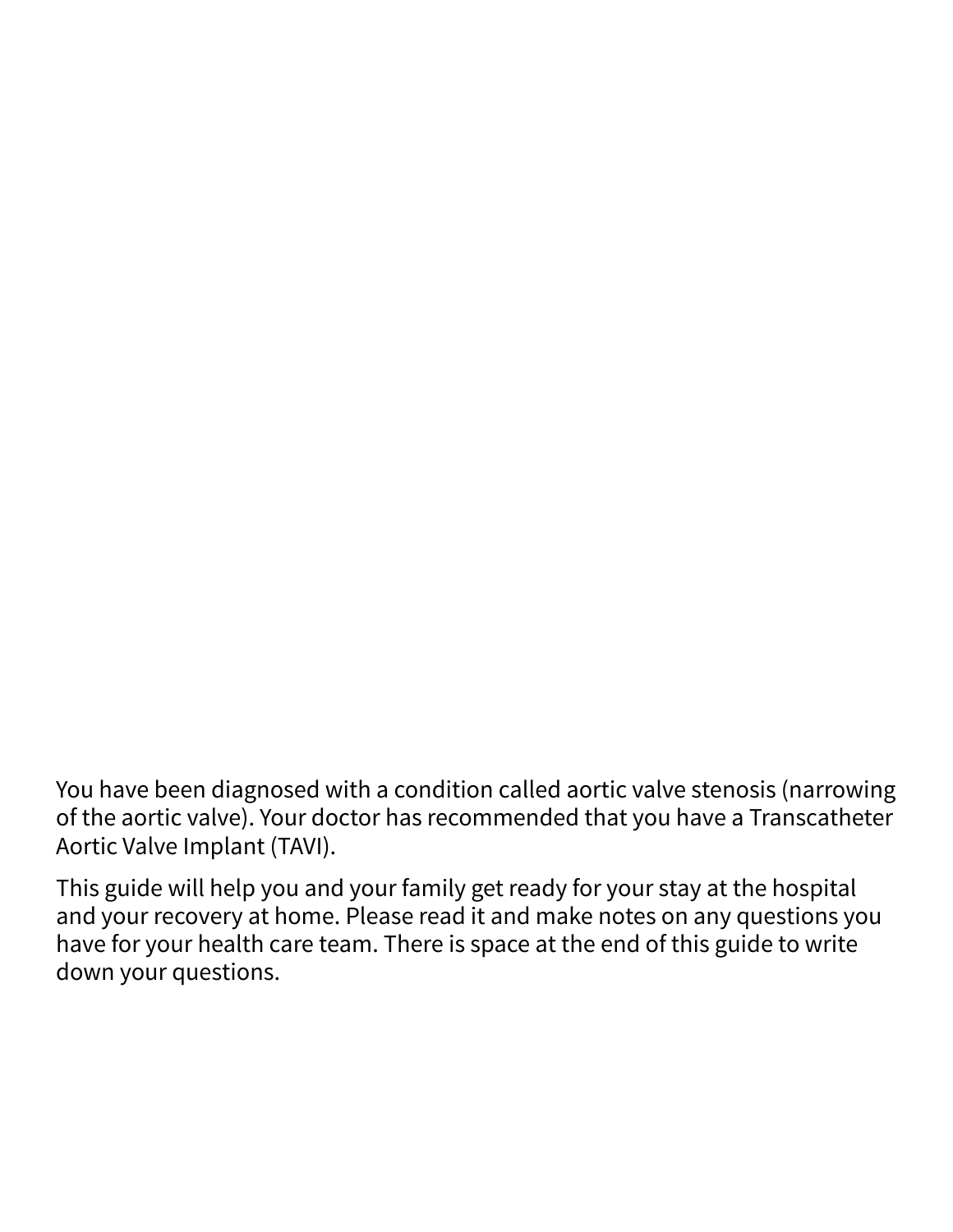You have been diagnosed with a condition called aortic valve stenosis (narrowing of the aortic valve). Your doctor has recommended that you have a Transcatheter Aortic Valve Implant (TAVI).

This guide will help you and your family get ready for your stay at the hospital and your recovery at home. Please read it and make notes on any questions you have for your health care team. There is space at the end of this guide to write down your questions.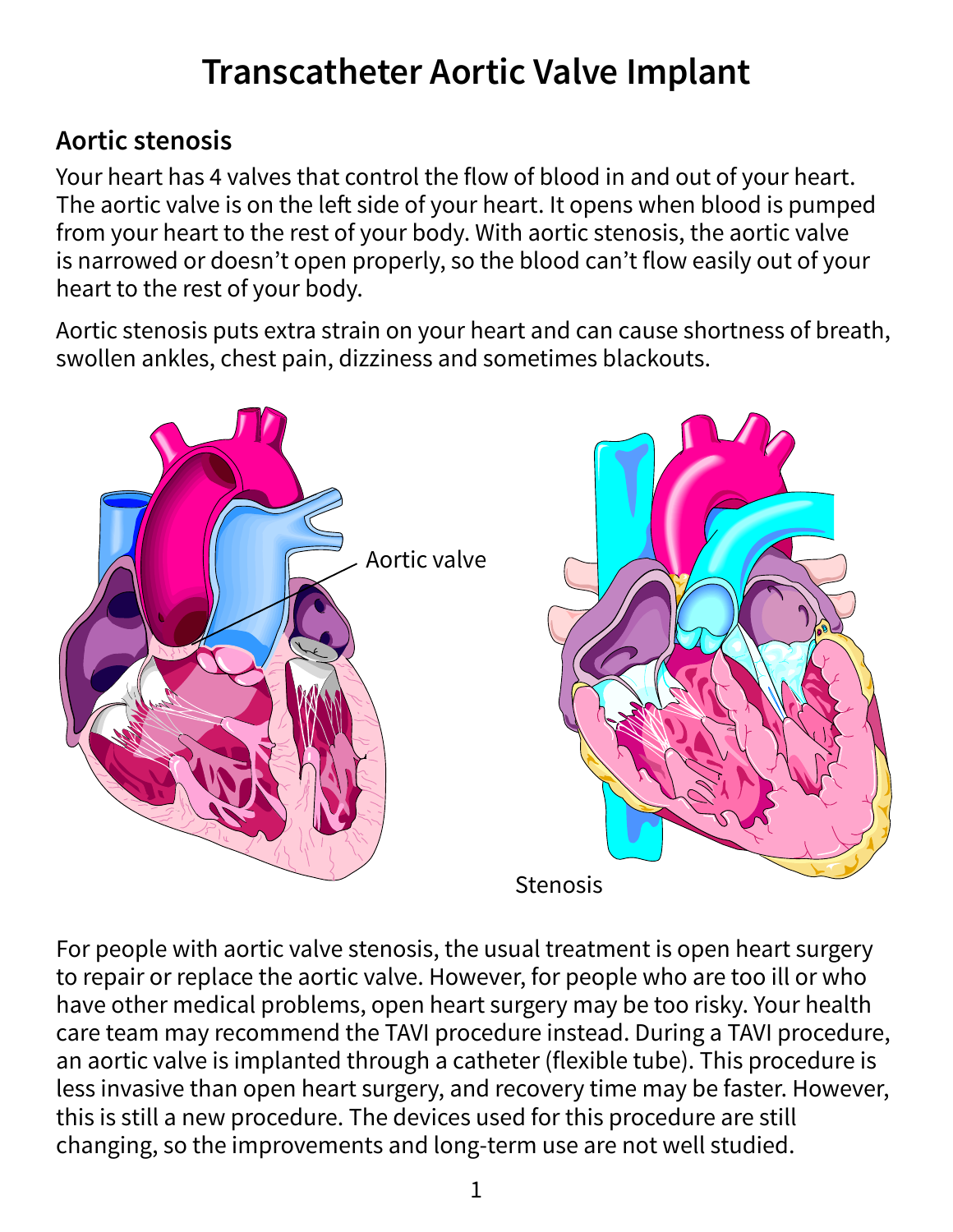# Transcatheter Aortic Valve Implant

## Aortic stenosis

Your heart has 4 valves that control the flow of blood in and out of your heart. The aortic valve is on the left side of your heart. It opens when blood is pumped from your heart to the rest of your body. With aortic stenosis, the aortic valve is narrowed or doesn't open properly, so the blood can't flow easily out of your heart to the rest of your body.

Aortic stenosis puts extra strain on your heart and can cause shortness of breath, swollen ankles, chest pain, dizziness and sometimes blackouts.

Aortic valve

Stenosis

For people with aortic valve stenosis, the usual treatment is open heart surgery to repair or replace the aortic valve. However, for people who are too ill or who have other medical problems, open heart surgery may be too risky. Your health care team may recommend the TAVI procedure instead. During a TAVI procedure, an aortic valve is implanted through a catheter (flexible tube). This procedure is less invasive than open heart surgery, and recovery time may be faster. However, this is still a new procedure. The devices used for this procedure are still changing, so the improvements and long-term use are not well studied.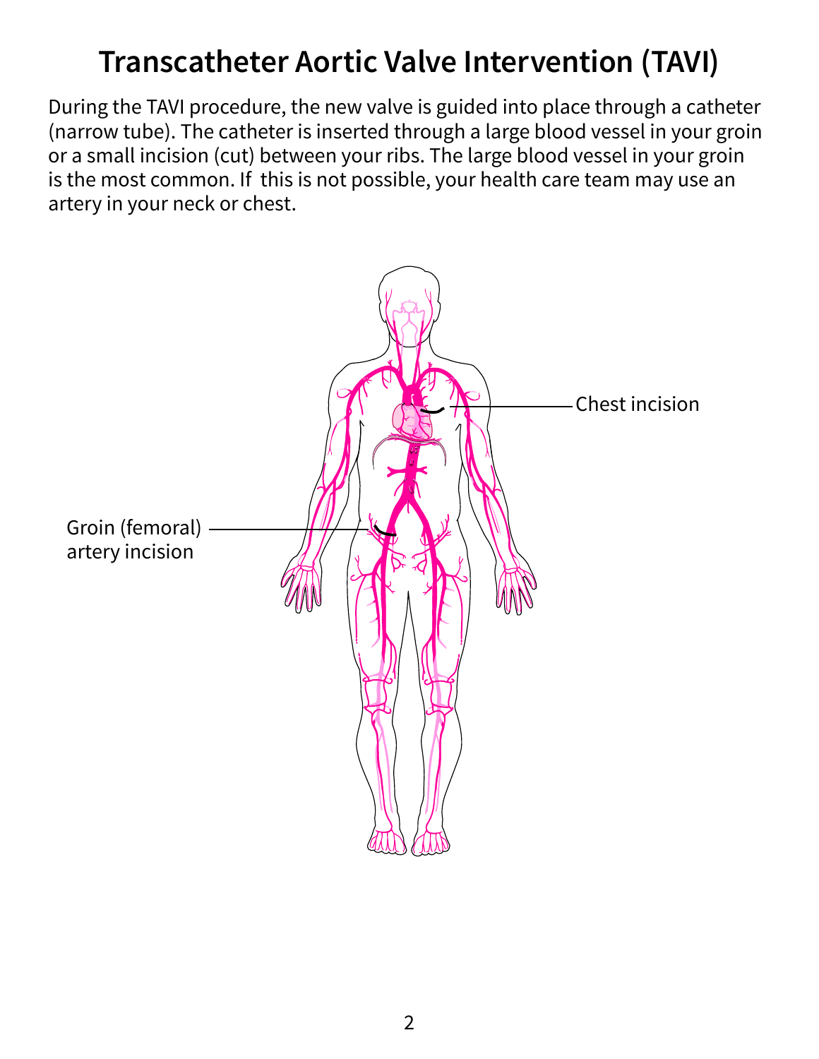# Transcatheter Aortic Valve Intervention (TAVI)

During the TAVI procedure, the new valve is guided into place through a catheter (narrow tube). The catheter is inserted through a large blood vessel in your groin or a small incision (cut) between your ribs. The large blood vessel in your groin is the most common. If this is not possible, your health care team may use an artery in your neck or chest.

Chest incision

Groin (femoral) artery incision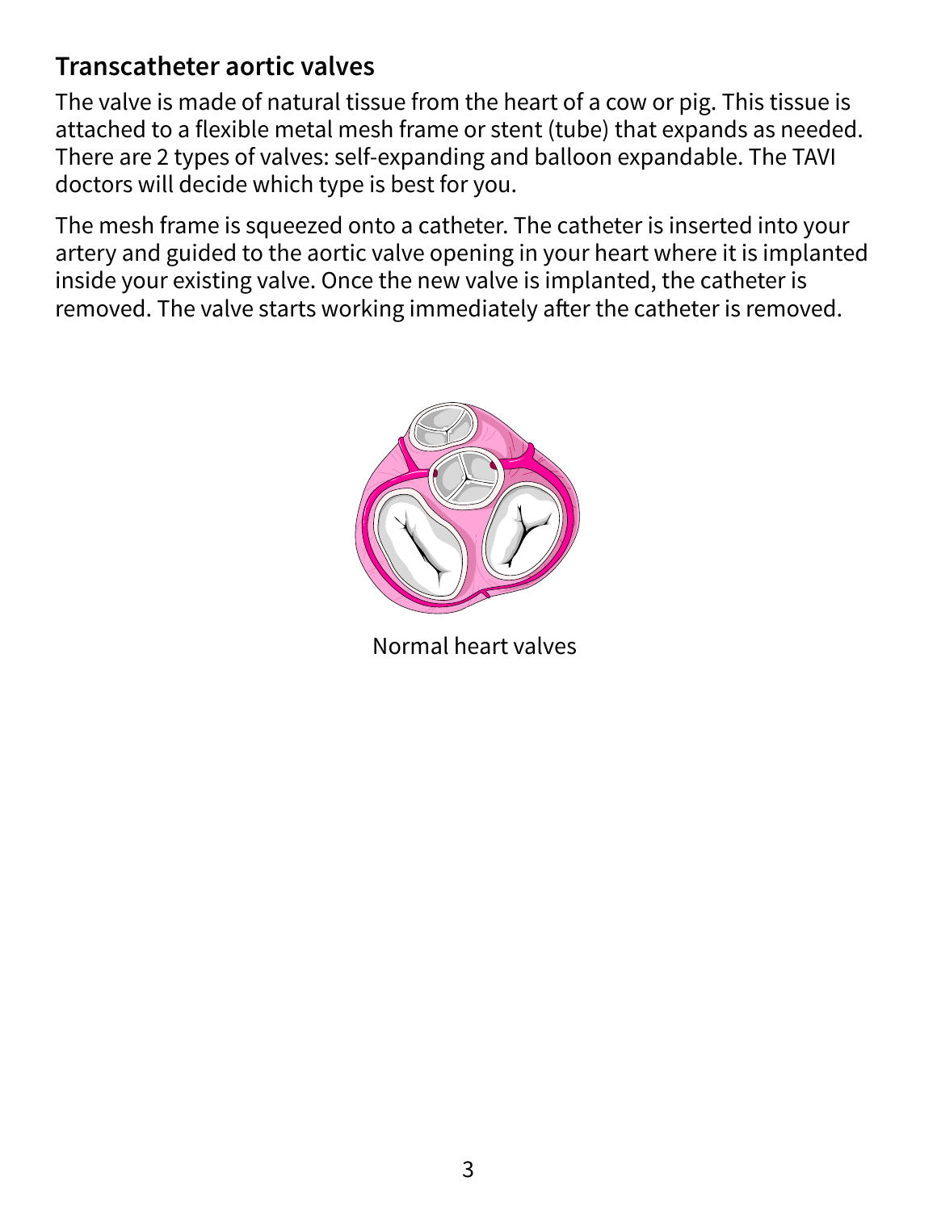## Transcatheter aortic valves

The valve is made of natural tissue from the heart of a cow or pig. This tissue is attached to a flexible metal mesh frame or stent (tube) that expands as needed. There are 2 types of valves: self-expanding and balloon expandable. The TAVI doctors will decide which type is best for you.

The mesh frame is squeezed onto a catheter. The catheter is inserted into your artery and guided to the aortic valve opening in your heart where it is implanted inside your existing valve. Once the new valve is implanted, the catheter is removed. The valve starts working immediately after the catheter is removed.

Normal heart valves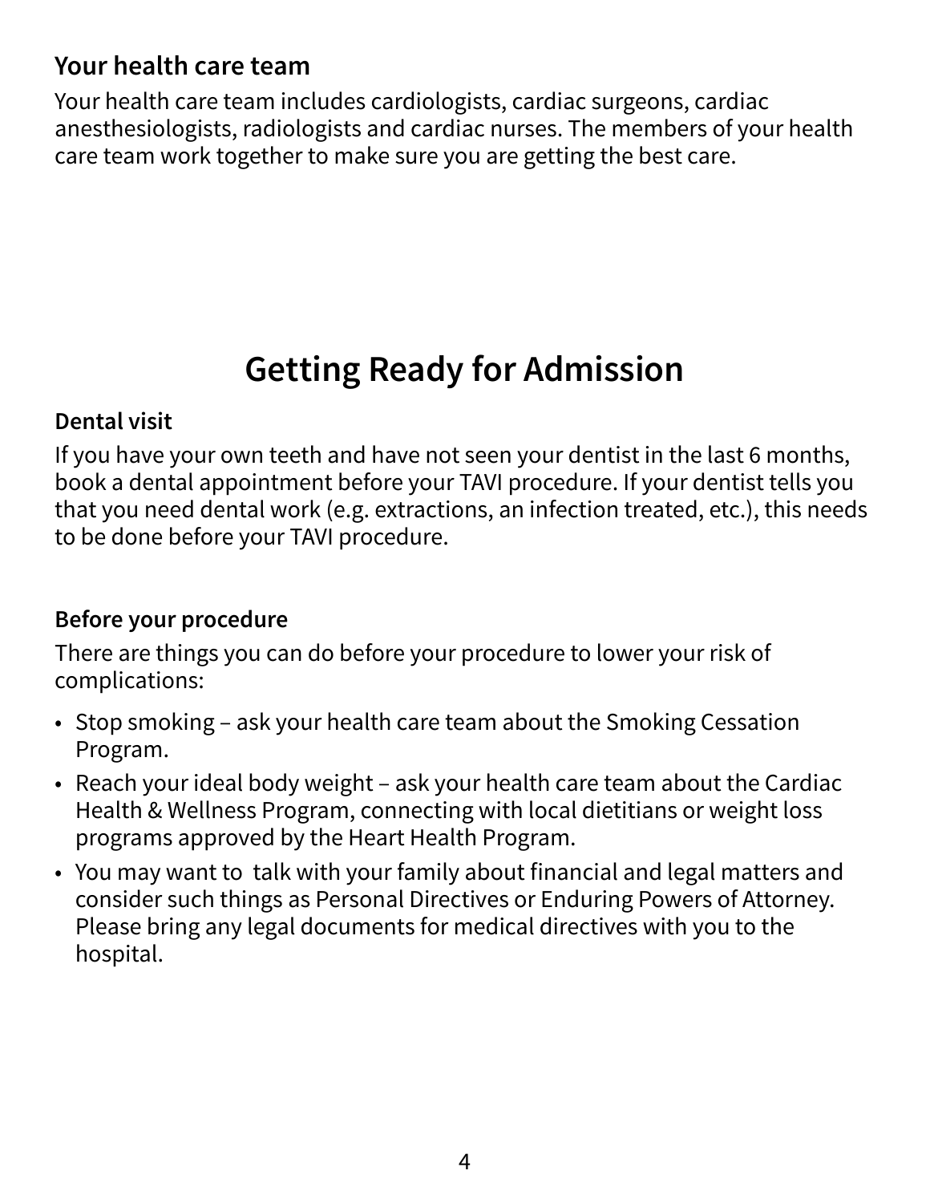### Your health care team

Your health care team includes cardiologists, cardiac surgeons, cardiac anesthesiologists, radiologists and cardiac nurses. The members of your health care team work together to make sure you are getting the best care.

## Getting Ready for Admission

### Dental visit

If you have your own teeth and have not seen your dentist in the last 6 months, book a dental appointment before your TAVI procedure. If your dentist tells you that you need dental work (e.g. extractions, an infection treated, etc.), this needs to be done before your TAVI procedure.

### Before your procedure

There are things you can do before your procedure to lower your risk of complications:

- Stop smoking – ask your health care team about the Smoking Cessation Program.
- Reach your ideal body weight – ask your health care team about the Cardiac Health & Wellness Program, connecting with local dietitians or weight loss programs approved by the Heart Health Program.
- You may want to talk with your family about financial and legal matters and consider such things as Personal Directives or Enduring Powers of Attorney. Please bring any legal documents for medical directives with you to the hospital.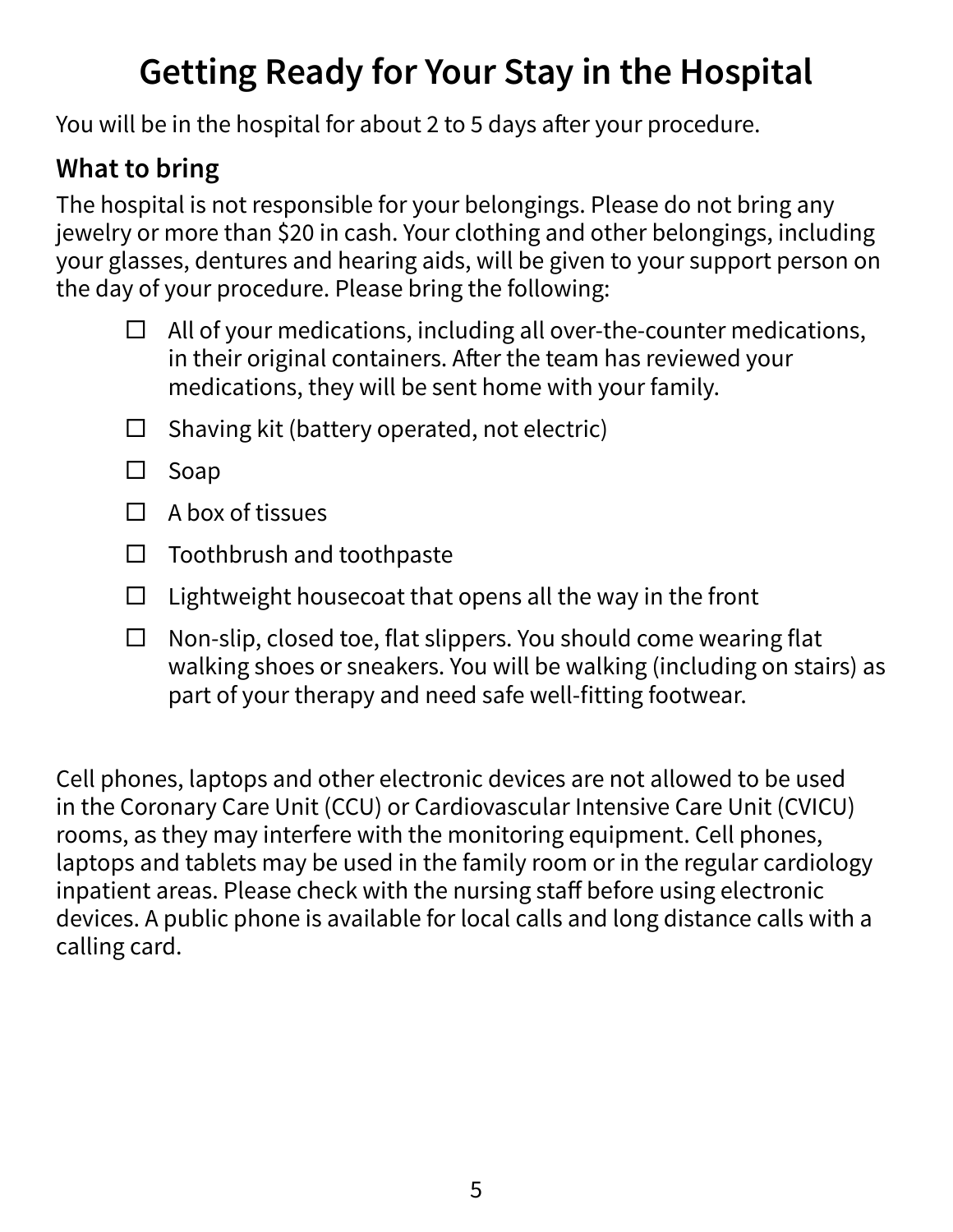# Getting Ready for Your Stay in the Hospital

You will be in the hospital for about 2 to 5 days after your procedure.

## What to bring

The hospital is not responsible for your belongings. Please do not bring any jewelry or more than $20 in cash. Your clothing and other belongings, including your glasses, dentures and hearing aids, will be given to your support person on the day of your procedure. Please bring the following:

- ☐ All of your medications, including all over-the-counter medications, in their original containers. After the team has reviewed your medications, they will be sent home with your family.
- ☐ Shaving kit (battery operated, not electric)
- ☐ Soap
- ☐ A box of tissues
- ☐ Toothbrush and toothpaste
- ☐ Lightweight housecoat that opens all the way in the front
- ☐ Non-slip, closed toe, flat slippers. You should come wearing flat walking shoes or sneakers. You will be walking (including on stairs) as part of your therapy and need safe well-fitting footwear.

Cell phones, laptops and other electronic devices are not allowed to be used in the Coronary Care Unit (CCU) or Cardiovascular Intensive Care Unit (CVICU) rooms, as they may interfere with the monitoring equipment. Cell phones, laptops and tablets may be used in the family room or in the regular cardiology inpatient areas. Please check with the nursing staff before using electronic devices. A public phone is available for local calls and long distance calls with a calling card.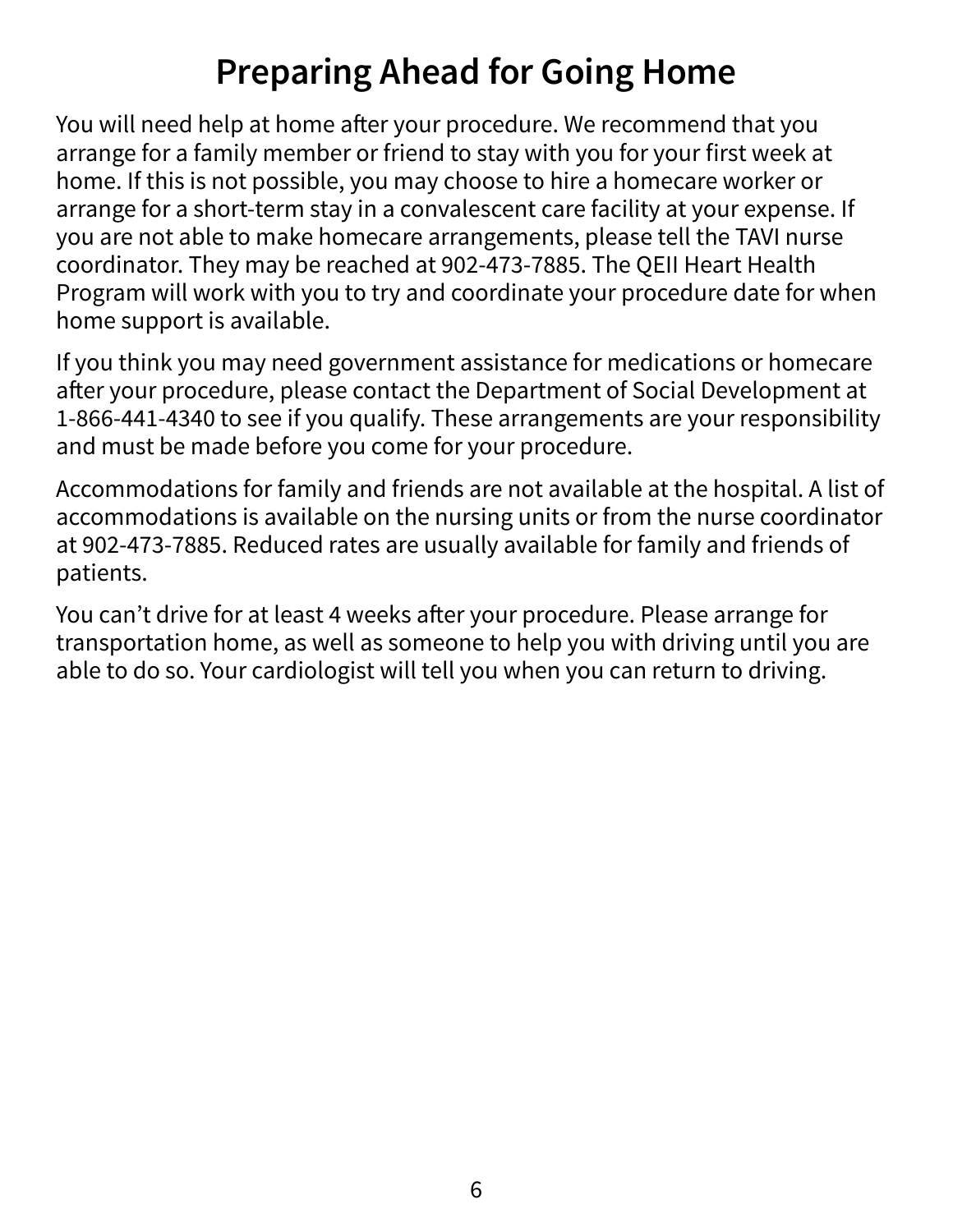# Preparing Ahead for Going Home

You will need help at home after your procedure. We recommend that you arrange for a family member or friend to stay with you for your first week at home. If this is not possible, you may choose to hire a homecare worker or arrange for a short-term stay in a convalescent care facility at your expense. If you are not able to make homecare arrangements, please tell the TAVI nurse coordinator. They may be reached at 902-473-7885. The QEII Heart Health Program will work with you to try and coordinate your procedure date for when home support is available.

If you think you may need government assistance for medications or homecare after your procedure, please contact the Department of Social Development at 1-866-441-4340 to see if you qualify. These arrangements are your responsibility and must be made before you come for your procedure.

Accommodations for family and friends are not available at the hospital. A list of accommodations is available on the nursing units or from the nurse coordinator at 902-473-7885. Reduced rates are usually available for family and friends of patients.

You can't drive for at least 4 weeks after your procedure. Please arrange for transportation home, as well as someone to help you with driving until you are able to do so. Your cardiologist will tell you when you can return to driving.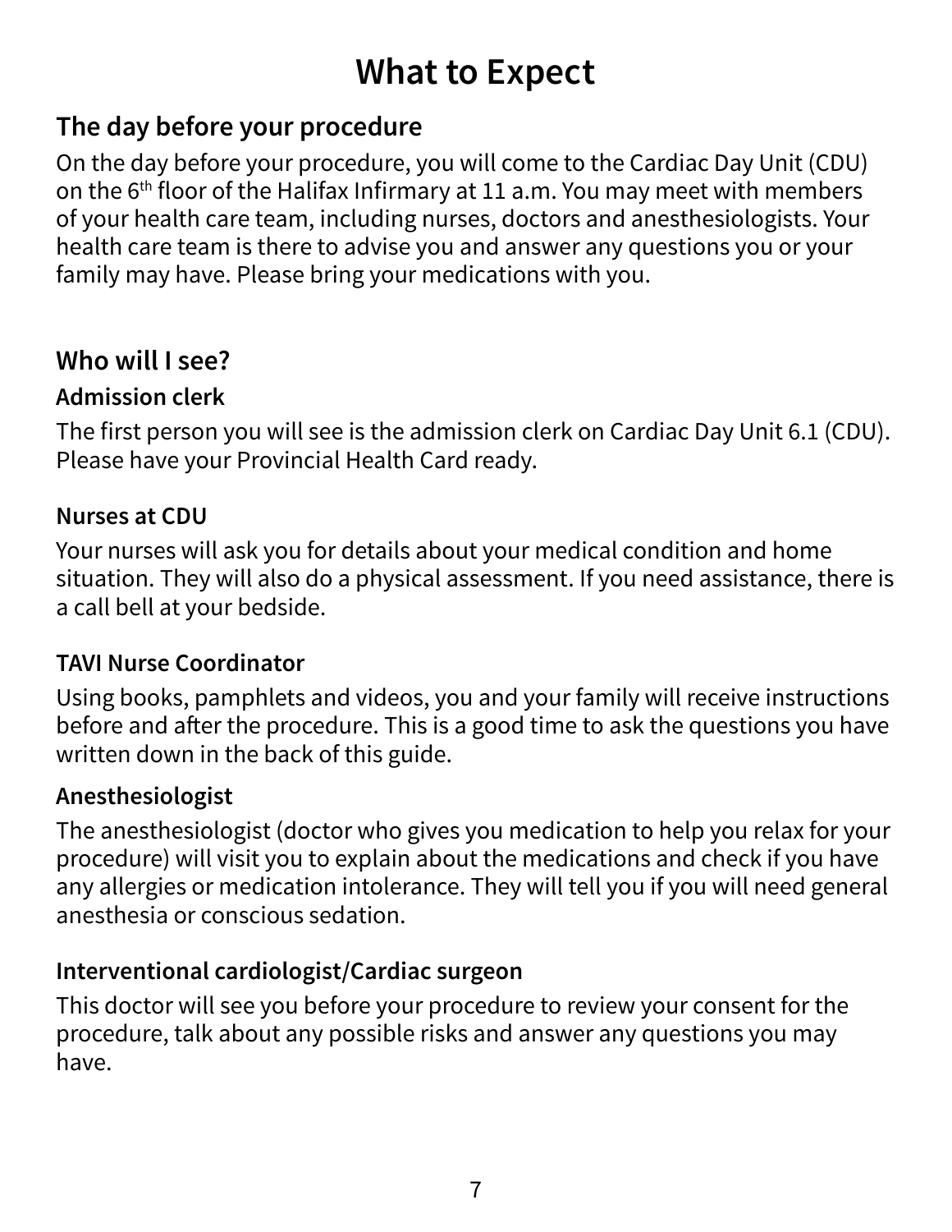# What to Expect

## The day before your procedure

On the day before your procedure, you will come to the Cardiac Day Unit (CDU) on the 6th floor of the Halifax Infirmary at 11 a.m. You may meet with members of your health care team, including nurses, doctors and anesthesiologists. Your health care team is there to advise you and answer any questions you or your family may have. Please bring your medications with you.

## Who will I see?

### Admission clerk

The first person you will see is the admission clerk on Cardiac Day Unit 6.1 (CDU). Please have your Provincial Health Card ready.

### Nurses at CDU

Your nurses will ask you for details about your medical condition and home situation. They will also do a physical assessment. If you need assistance, there is a call bell at your bedside.

### TAVI Nurse Coordinator

Using books, pamphlets and videos, you and your family will receive instructions before and after the procedure. This is a good time to ask the questions you have written down in the back of this guide.

### Anesthesiologist

The anesthesiologist (doctor who gives you medication to help you relax for your procedure) will visit you to explain about the medications and check if you have any allergies or medication intolerance. They will tell you if you will need general anesthesia or conscious sedation.

### Interventional cardiologist/Cardiac surgeon

This doctor will see you before your procedure to review your consent for the procedure, talk about any possible risks and answer any questions you may have.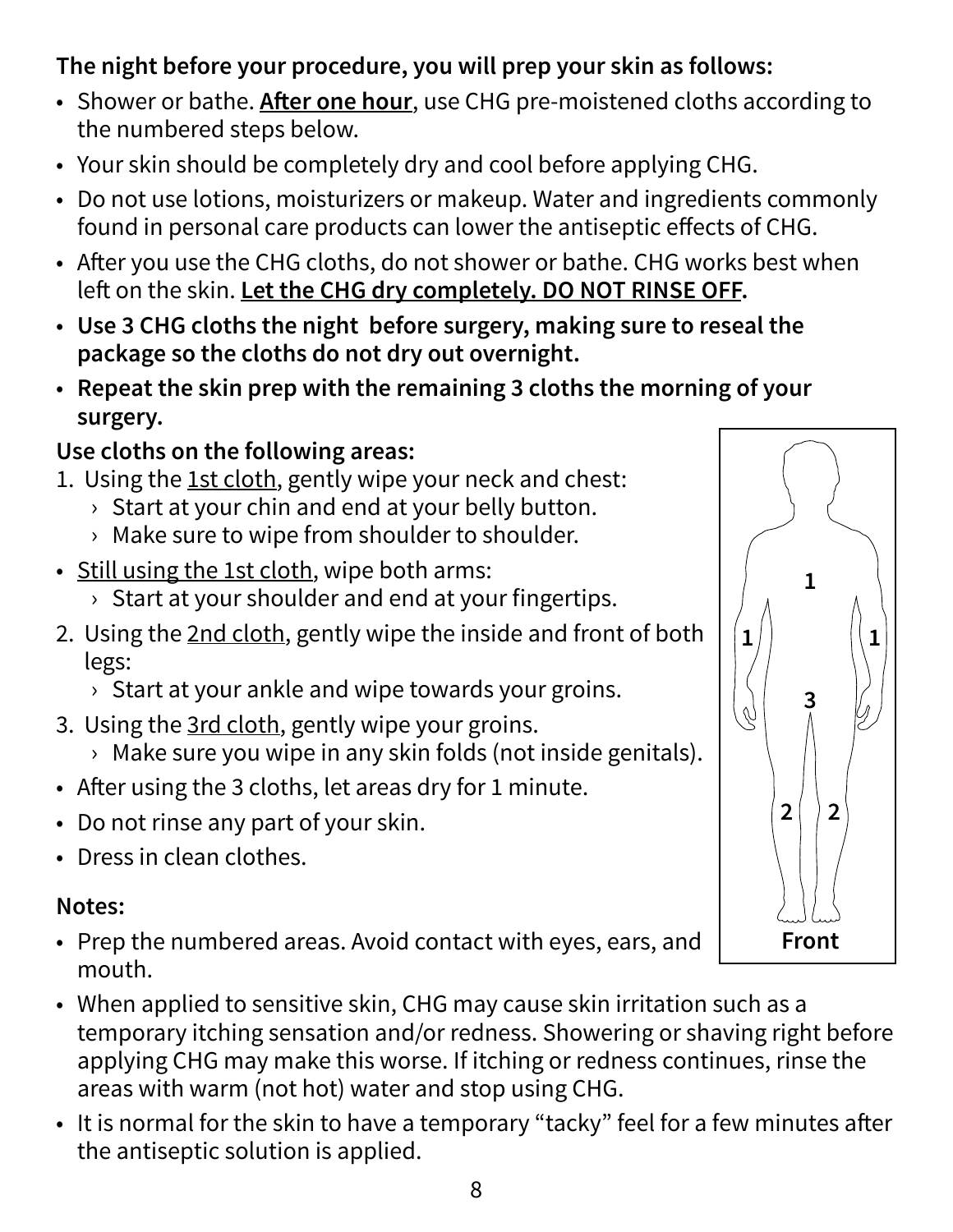**The night before your procedure, you will prep your skin as follows:**

- Shower or bathe. **After one hour**, use CHG pre-moistened cloths according to the numbered steps below.
- Your skin should be completely dry and cool before applying CHG.
- Do not use lotions, moisturizers or makeup. Water and ingredients commonly found in personal care products can lower the antiseptic effects of CHG.
- After you use the CHG cloths, do not shower or bathe. CHG works best when left on the skin. **Let the CHG dry completely. DO NOT RINSE OFF.**
- **Use 3 CHG cloths the night before surgery, making sure to reseal the package so the cloths do not dry out overnight.**
- **Repeat the skin prep with the remaining 3 cloths the morning of your surgery.**

**Use cloths on the following areas:**

1. Using the 1st cloth, gently wipe your neck and chest:
   - Start at your chin and end at your belly button.
   - Make sure to wipe from shoulder to shoulder.

- Still using the 1st cloth, wipe both arms:
  - Start at your shoulder and end at your fingertips.

2. Using the 2nd cloth, gently wipe the inside and front of both legs:
   - Start at your ankle and wipe towards your groins.
3. Using the 3rd cloth, gently wipe your groins.
   - Make sure you wipe in any skin folds (not inside genitals).

- After using the 3 cloths, let areas dry for 1 minute.
- Do not rinse any part of your skin.
- Dress in clean clothes.

**Notes:**

- Prep the numbered areas. Avoid contact with eyes, ears, and mouth.
- When applied to sensitive skin, CHG may cause skin irritation such as a temporary itching sensation and/or redness. Showering or shaving right before applying CHG may make this worse. If itching or redness continues, rinse the areas with warm (not hot) water and stop using CHG.
- It is normal for the skin to have a temporary "tacky" feel for a few minutes after the antiseptic solution is applied.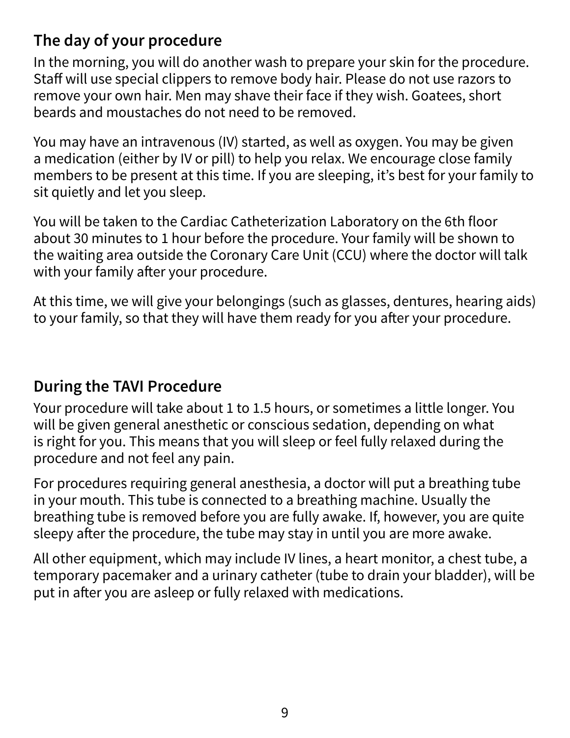## The day of your procedure

In the morning, you will do another wash to prepare your skin for the procedure. Staff will use special clippers to remove body hair. Please do not use razors to remove your own hair. Men may shave their face if they wish. Goatees, short beards and moustaches do not need to be removed.

You may have an intravenous (IV) started, as well as oxygen. You may be given a medication (either by IV or pill) to help you relax. We encourage close family members to be present at this time. If you are sleeping, it's best for your family to sit quietly and let you sleep.

You will be taken to the Cardiac Catheterization Laboratory on the 6th floor about 30 minutes to 1 hour before the procedure. Your family will be shown to the waiting area outside the Coronary Care Unit (CCU) where the doctor will talk with your family after your procedure.

At this time, we will give your belongings (such as glasses, dentures, hearing aids) to your family, so that they will have them ready for you after your procedure.

## During the TAVI Procedure

Your procedure will take about 1 to 1.5 hours, or sometimes a little longer. You will be given general anesthetic or conscious sedation, depending on what is right for you. This means that you will sleep or feel fully relaxed during the procedure and not feel any pain.

For procedures requiring general anesthesia, a doctor will put a breathing tube in your mouth. This tube is connected to a breathing machine. Usually the breathing tube is removed before you are fully awake. If, however, you are quite sleepy after the procedure, the tube may stay in until you are more awake.

All other equipment, which may include IV lines, a heart monitor, a chest tube, a temporary pacemaker and a urinary catheter (tube to drain your bladder), will be put in after you are asleep or fully relaxed with medications.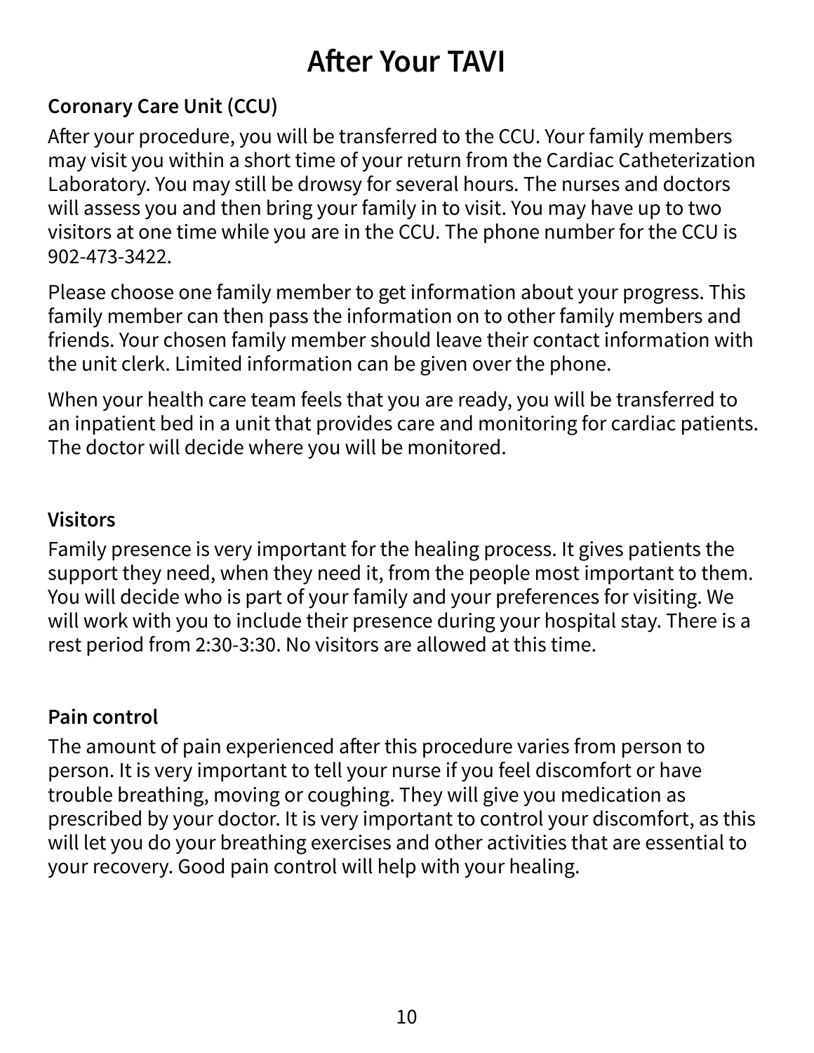# After Your TAVI

## Coronary Care Unit (CCU)

After your procedure, you will be transferred to the CCU. Your family members may visit you within a short time of your return from the Cardiac Catheterization Laboratory. You may still be drowsy for several hours. The nurses and doctors will assess you and then bring your family in to visit. You may have up to two visitors at one time while you are in the CCU. The phone number for the CCU is 902-473-3422.

Please choose one family member to get information about your progress. This family member can then pass the information on to other family members and friends. Your chosen family member should leave their contact information with the unit clerk. Limited information can be given over the phone.

When your health care team feels that you are ready, you will be transferred to an inpatient bed in a unit that provides care and monitoring for cardiac patients. The doctor will decide where you will be monitored.

## Visitors

Family presence is very important for the healing process. It gives patients the support they need, when they need it, from the people most important to them. You will decide who is part of your family and your preferences for visiting. We will work with you to include their presence during your hospital stay. There is a rest period from 2:30-3:30. No visitors are allowed at this time.

## Pain control

The amount of pain experienced after this procedure varies from person to person. It is very important to tell your nurse if you feel discomfort or have trouble breathing, moving or coughing. They will give you medication as prescribed by your doctor. It is very important to control your discomfort, as this will let you do your breathing exercises and other activities that are essential to your recovery. Good pain control will help with your healing.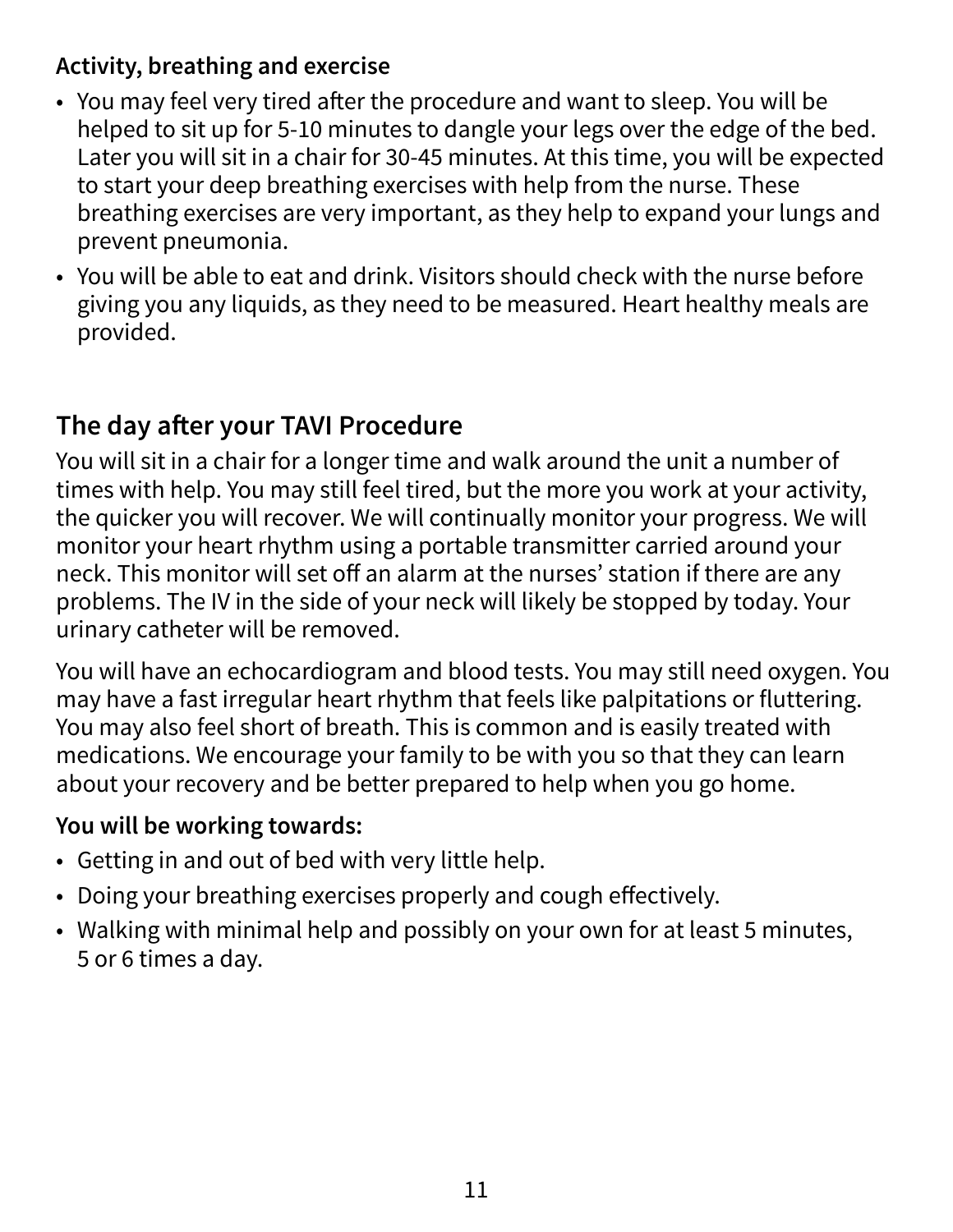**Activity, breathing and exercise**

- You may feel very tired after the procedure and want to sleep. You will be helped to sit up for 5-10 minutes to dangle your legs over the edge of the bed. Later you will sit in a chair for 30-45 minutes. At this time, you will be expected to start your deep breathing exercises with help from the nurse. These breathing exercises are very important, as they help to expand your lungs and prevent pneumonia.
- You will be able to eat and drink. Visitors should check with the nurse before giving you any liquids, as they need to be measured. Heart healthy meals are provided.

## The day after your TAVI Procedure

You will sit in a chair for a longer time and walk around the unit a number of times with help. You may still feel tired, but the more you work at your activity, the quicker you will recover. We will continually monitor your progress. We will monitor your heart rhythm using a portable transmitter carried around your neck. This monitor will set off an alarm at the nurses' station if there are any problems. The IV in the side of your neck will likely be stopped by today. Your urinary catheter will be removed.

You will have an echocardiogram and blood tests. You may still need oxygen. You may have a fast irregular heart rhythm that feels like palpitations or fluttering. You may also feel short of breath. This is common and is easily treated with medications. We encourage your family to be with you so that they can learn about your recovery and be better prepared to help when you go home.

**You will be working towards:**

- Getting in and out of bed with very little help.
- Doing your breathing exercises properly and cough effectively.
- Walking with minimal help and possibly on your own for at least 5 minutes, 5 or 6 times a day.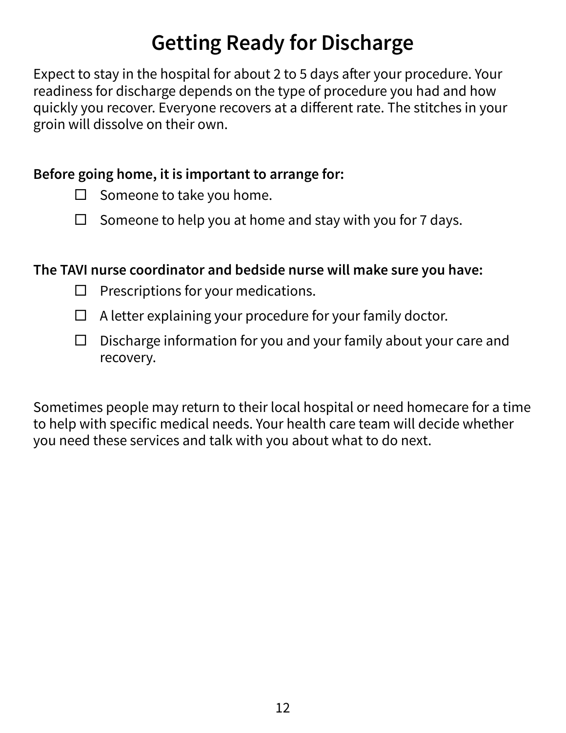# Getting Ready for Discharge

Expect to stay in the hospital for about 2 to 5 days after your procedure. Your readiness for discharge depends on the type of procedure you had and how quickly you recover. Everyone recovers at a different rate. The stitches in your groin will dissolve on their own.

**Before going home, it is important to arrange for:**

- ☐ Someone to take you home.
- ☐ Someone to help you at home and stay with you for 7 days.

**The TAVI nurse coordinator and bedside nurse will make sure you have:**

- ☐ Prescriptions for your medications.
- ☐ A letter explaining your procedure for your family doctor.
- ☐ Discharge information for you and your family about your care and recovery.

Sometimes people may return to their local hospital or need homecare for a time to help with specific medical needs. Your health care team will decide whether you need these services and talk with you about what to do next.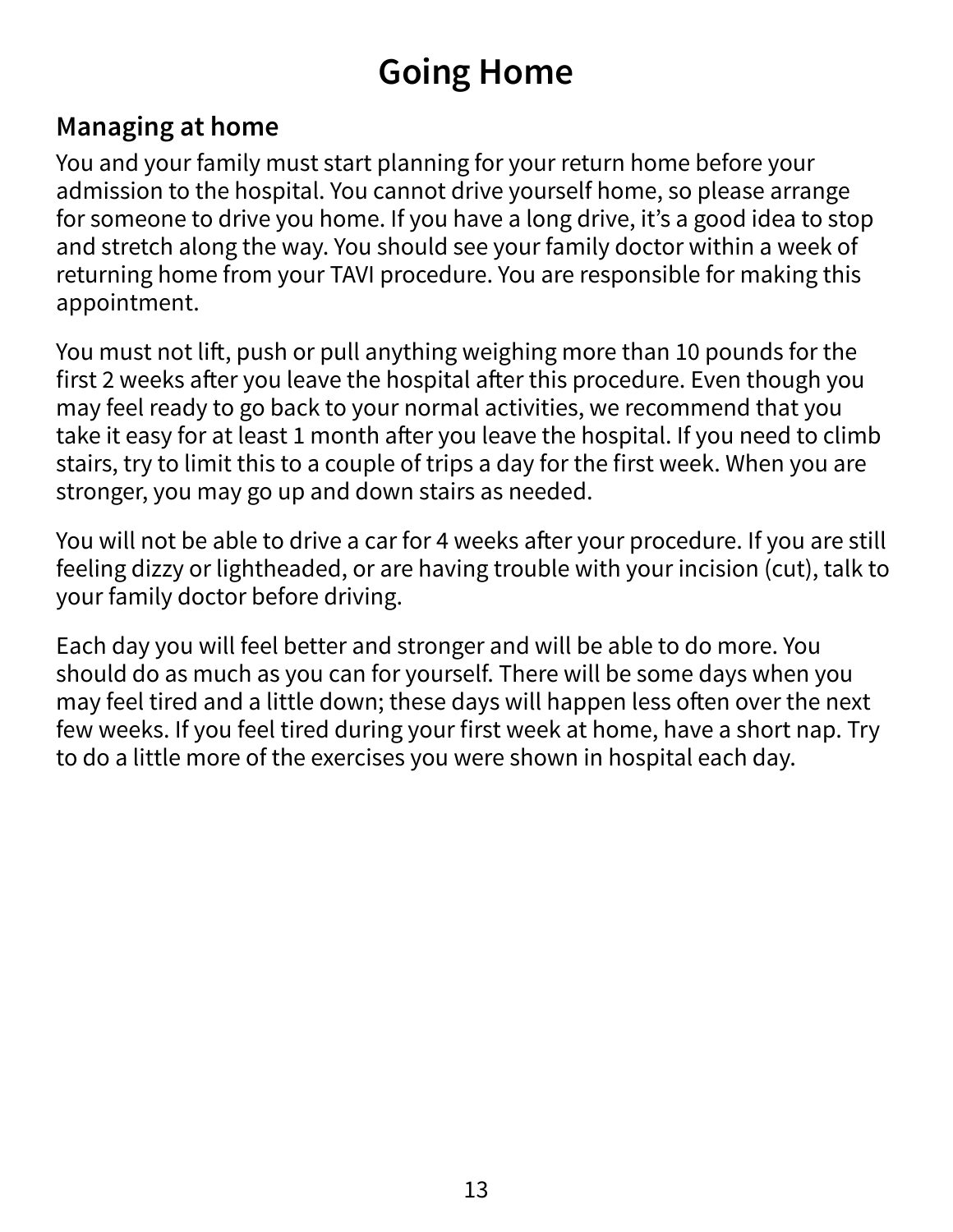# Going Home

## Managing at home

You and your family must start planning for your return home before your admission to the hospital. You cannot drive yourself home, so please arrange for someone to drive you home. If you have a long drive, it's a good idea to stop and stretch along the way. You should see your family doctor within a week of returning home from your TAVI procedure. You are responsible for making this appointment.

You must not lift, push or pull anything weighing more than 10 pounds for the first 2 weeks after you leave the hospital after this procedure. Even though you may feel ready to go back to your normal activities, we recommend that you take it easy for at least 1 month after you leave the hospital. If you need to climb stairs, try to limit this to a couple of trips a day for the first week. When you are stronger, you may go up and down stairs as needed.

You will not be able to drive a car for 4 weeks after your procedure. If you are still feeling dizzy or lightheaded, or are having trouble with your incision (cut), talk to your family doctor before driving.

Each day you will feel better and stronger and will be able to do more. You should do as much as you can for yourself. There will be some days when you may feel tired and a little down; these days will happen less often over the next few weeks. If you feel tired during your first week at home, have a short nap. Try to do a little more of the exercises you were shown in hospital each day.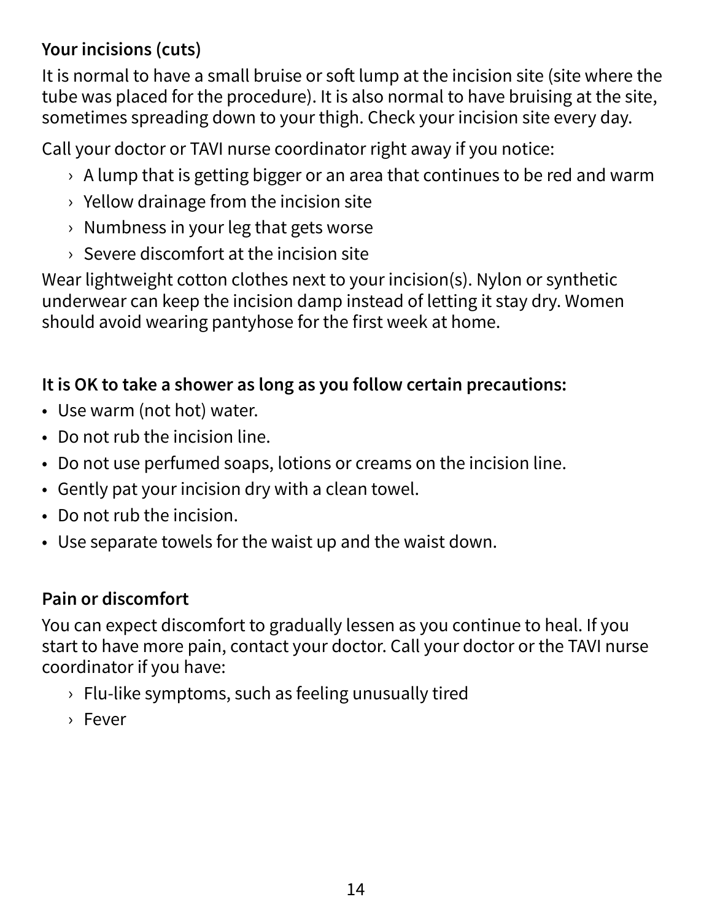### Your incisions (cuts)

It is normal to have a small bruise or soft lump at the incision site (site where the tube was placed for the procedure). It is also normal to have bruising at the site, sometimes spreading down to your thigh. Check your incision site every day.

Call your doctor or TAVI nurse coordinator right away if you notice:

- A lump that is getting bigger or an area that continues to be red and warm
- Yellow drainage from the incision site
- Numbness in your leg that gets worse
- Severe discomfort at the incision site

Wear lightweight cotton clothes next to your incision(s). Nylon or synthetic underwear can keep the incision damp instead of letting it stay dry. Women should avoid wearing pantyhose for the first week at home.

**It is OK to take a shower as long as you follow certain precautions:**

- Use warm (not hot) water.
- Do not rub the incision line.
- Do not use perfumed soaps, lotions or creams on the incision line.
- Gently pat your incision dry with a clean towel.
- Do not rub the incision.
- Use separate towels for the waist up and the waist down.

### Pain or discomfort

You can expect discomfort to gradually lessen as you continue to heal. If you start to have more pain, contact your doctor. Call your doctor or the TAVI nurse coordinator if you have:

- Flu-like symptoms, such as feeling unusually tired
- Fever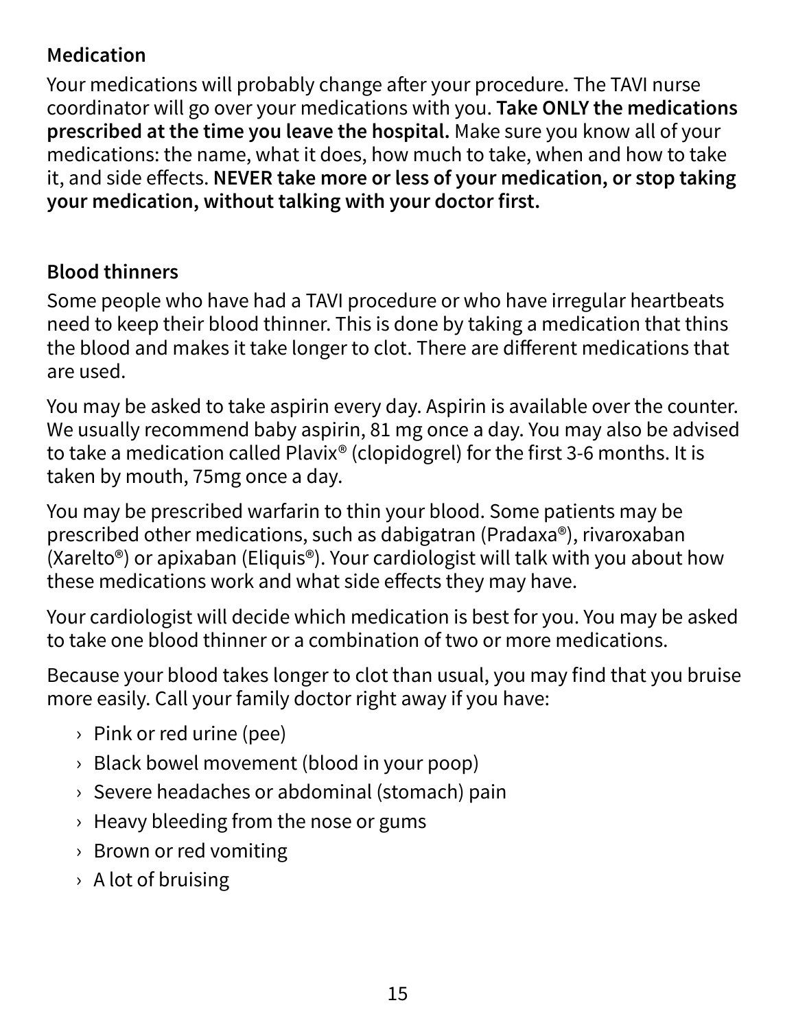## Medication

Your medications will probably change after your procedure. The TAVI nurse coordinator will go over your medications with you. **Take ONLY the medications prescribed at the time you leave the hospital.** Make sure you know all of your medications: the name, what it does, how much to take, when and how to take it, and side effects. **NEVER take more or less of your medication, or stop taking your medication, without talking with your doctor first.**

## Blood thinners

Some people who have had a TAVI procedure or who have irregular heartbeats need to keep their blood thinner. This is done by taking a medication that thins the blood and makes it take longer to clot. There are different medications that are used.

You may be asked to take aspirin every day. Aspirin is available over the counter. We usually recommend baby aspirin, 81 mg once a day. You may also be advised to take a medication called Plavix® (clopidogrel) for the first 3-6 months. It is taken by mouth, 75mg once a day.

You may be prescribed warfarin to thin your blood. Some patients may be prescribed other medications, such as dabigatran (Pradaxa®), rivaroxaban (Xarelto®) or apixaban (Eliquis®). Your cardiologist will talk with you about how these medications work and what side effects they may have.

Your cardiologist will decide which medication is best for you. You may be asked to take one blood thinner or a combination of two or more medications.

Because your blood takes longer to clot than usual, you may find that you bruise more easily. Call your family doctor right away if you have:

- Pink or red urine (pee)
- Black bowel movement (blood in your poop)
- Severe headaches or abdominal (stomach) pain
- Heavy bleeding from the nose or gums
- Brown or red vomiting
- A lot of bruising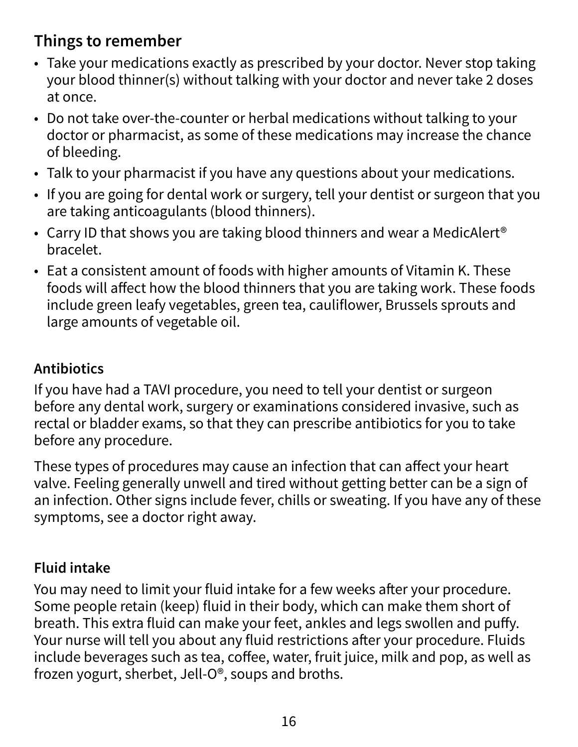## Things to remember

- Take your medications exactly as prescribed by your doctor. Never stop taking your blood thinner(s) without talking with your doctor and never take 2 doses at once.
- Do not take over-the-counter or herbal medications without talking to your doctor or pharmacist, as some of these medications may increase the chance of bleeding.
- Talk to your pharmacist if you have any questions about your medications.
- If you are going for dental work or surgery, tell your dentist or surgeon that you are taking anticoagulants (blood thinners).
- Carry ID that shows you are taking blood thinners and wear a MedicAlert® bracelet.
- Eat a consistent amount of foods with higher amounts of Vitamin K. These foods will affect how the blood thinners that you are taking work. These foods include green leafy vegetables, green tea, cauliflower, Brussels sprouts and large amounts of vegetable oil.

### Antibiotics

If you have had a TAVI procedure, you need to tell your dentist or surgeon before any dental work, surgery or examinations considered invasive, such as rectal or bladder exams, so that they can prescribe antibiotics for you to take before any procedure.

These types of procedures may cause an infection that can affect your heart valve. Feeling generally unwell and tired without getting better can be a sign of an infection. Other signs include fever, chills or sweating. If you have any of these symptoms, see a doctor right away.

### Fluid intake

You may need to limit your fluid intake for a few weeks after your procedure. Some people retain (keep) fluid in their body, which can make them short of breath. This extra fluid can make your feet, ankles and legs swollen and puffy. Your nurse will tell you about any fluid restrictions after your procedure. Fluids include beverages such as tea, coffee, water, fruit juice, milk and pop, as well as frozen yogurt, sherbet, Jell-O®, soups and broths.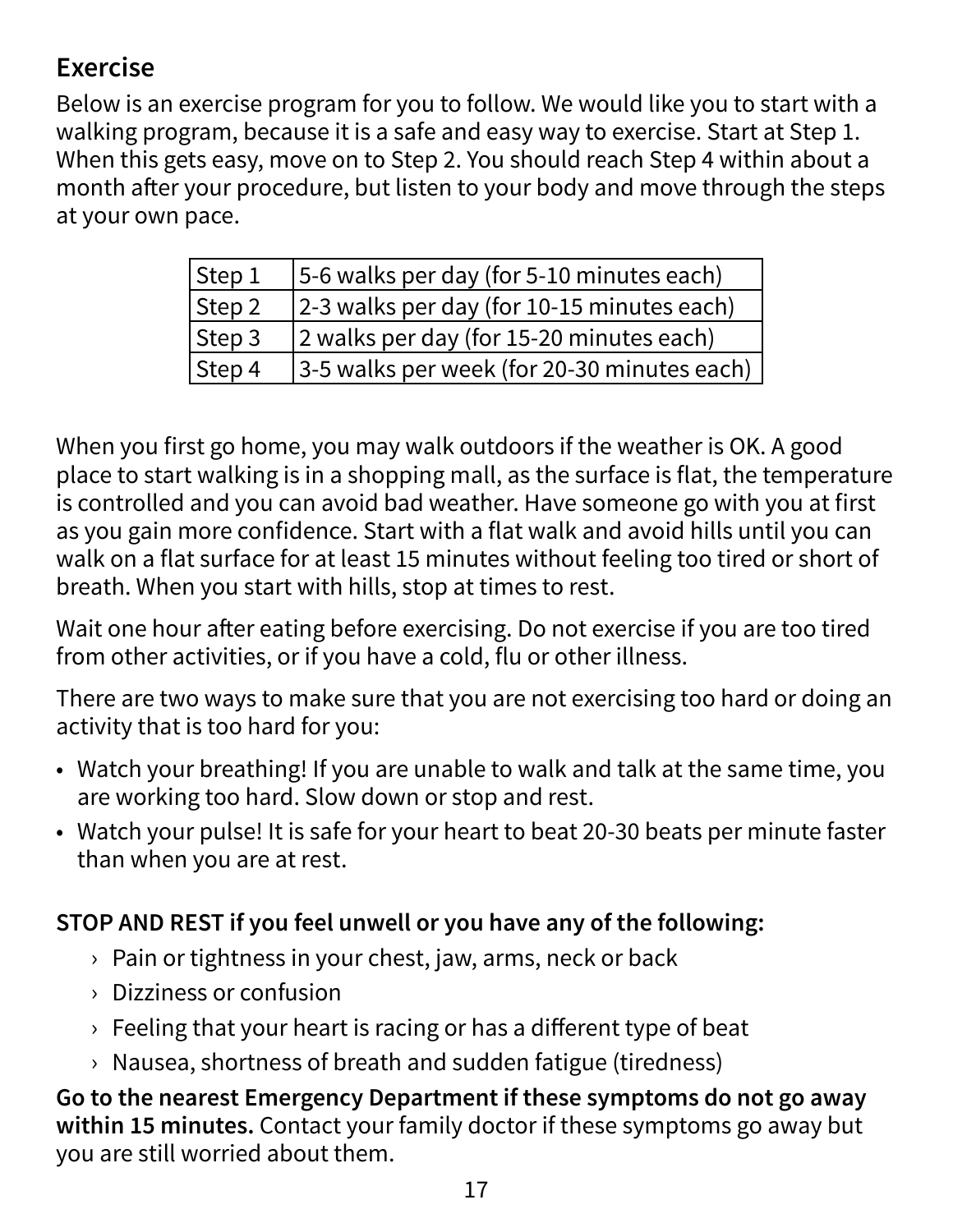## Exercise

Below is an exercise program for you to follow. We would like you to start with a walking program, because it is a safe and easy way to exercise. Start at Step 1. When this gets easy, move on to Step 2. You should reach Step 4 within about a month after your procedure, but listen to your body and move through the steps at your own pace.

| | |
|---|---|
| Step 1 | 5-6 walks per day (for 5-10 minutes each) |
| Step 2 | 2-3 walks per day (for 10-15 minutes each) |
| Step 3 | 2 walks per day (for 15-20 minutes each) |
| Step 4 | 3-5 walks per week (for 20-30 minutes each) |

When you first go home, you may walk outdoors if the weather is OK. A good place to start walking is in a shopping mall, as the surface is flat, the temperature is controlled and you can avoid bad weather. Have someone go with you at first as you gain more confidence. Start with a flat walk and avoid hills until you can walk on a flat surface for at least 15 minutes without feeling too tired or short of breath. When you start with hills, stop at times to rest.

Wait one hour after eating before exercising. Do not exercise if you are too tired from other activities, or if you have a cold, flu or other illness.

There are two ways to make sure that you are not exercising too hard or doing an activity that is too hard for you:

- Watch your breathing! If you are unable to walk and talk at the same time, you are working too hard. Slow down or stop and rest.
- Watch your pulse! It is safe for your heart to beat 20-30 beats per minute faster than when you are at rest.

**STOP AND REST if you feel unwell or you have any of the following:**

- Pain or tightness in your chest, jaw, arms, neck or back
- Dizziness or confusion
- Feeling that your heart is racing or has a different type of beat
- Nausea, shortness of breath and sudden fatigue (tiredness)

**Go to the nearest Emergency Department if these symptoms do not go away within 15 minutes.** Contact your family doctor if these symptoms go away but you are still worried about them.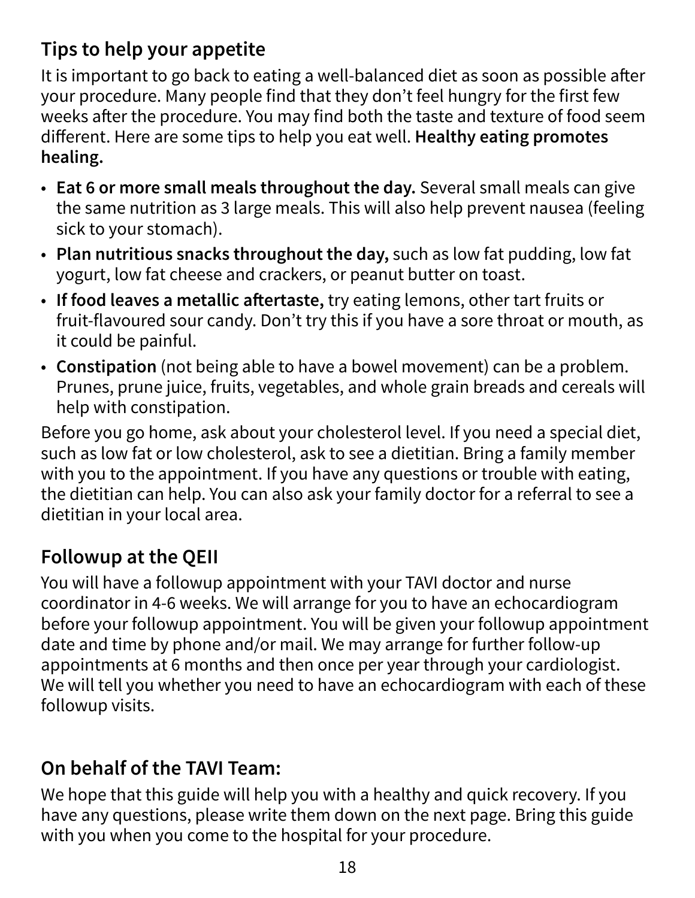## Tips to help your appetite

It is important to go back to eating a well-balanced diet as soon as possible after your procedure. Many people find that they don't feel hungry for the first few weeks after the procedure. You may find both the taste and texture of food seem different. Here are some tips to help you eat well. **Healthy eating promotes healing.**

- **Eat 6 or more small meals throughout the day.** Several small meals can give the same nutrition as 3 large meals. This will also help prevent nausea (feeling sick to your stomach).
- **Plan nutritious snacks throughout the day,** such as low fat pudding, low fat yogurt, low fat cheese and crackers, or peanut butter on toast.
- **If food leaves a metallic aftertaste,** try eating lemons, other tart fruits or fruit-flavoured sour candy. Don't try this if you have a sore throat or mouth, as it could be painful.
- **Constipation** (not being able to have a bowel movement) can be a problem. Prunes, prune juice, fruits, vegetables, and whole grain breads and cereals will help with constipation.

Before you go home, ask about your cholesterol level. If you need a special diet, such as low fat or low cholesterol, ask to see a dietitian. Bring a family member with you to the appointment. If you have any questions or trouble with eating, the dietitian can help. You can also ask your family doctor for a referral to see a dietitian in your local area.

## Followup at the QEII

You will have a followup appointment with your TAVI doctor and nurse coordinator in 4-6 weeks. We will arrange for you to have an echocardiogram before your followup appointment. You will be given your followup appointment date and time by phone and/or mail. We may arrange for further follow-up appointments at 6 months and then once per year through your cardiologist. We will tell you whether you need to have an echocardiogram with each of these followup visits.

## On behalf of the TAVI Team:

We hope that this guide will help you with a healthy and quick recovery. If you have any questions, please write them down on the next page. Bring this guide with you when you come to the hospital for your procedure.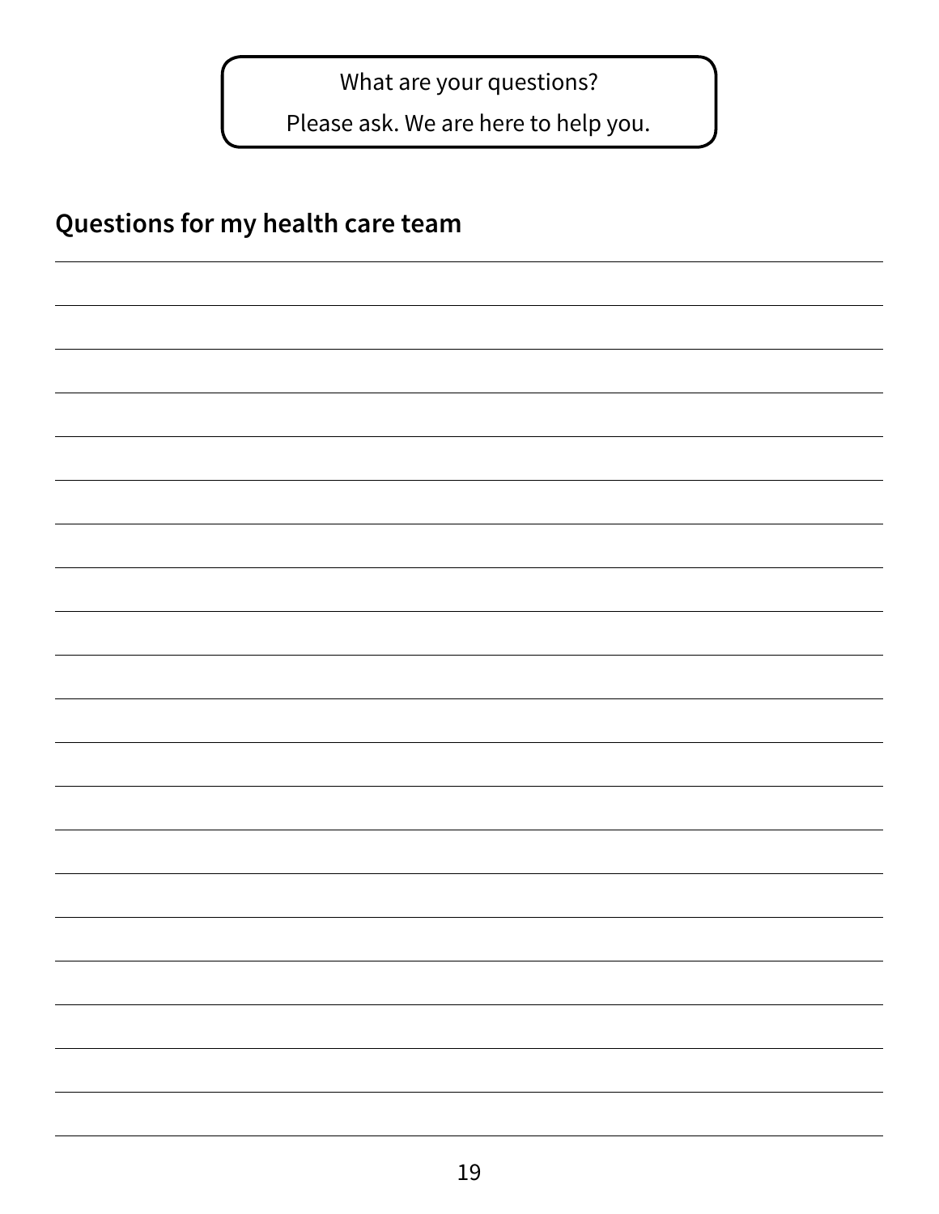What are your questions?

Please ask. We are here to help you.

## Questions for my health care team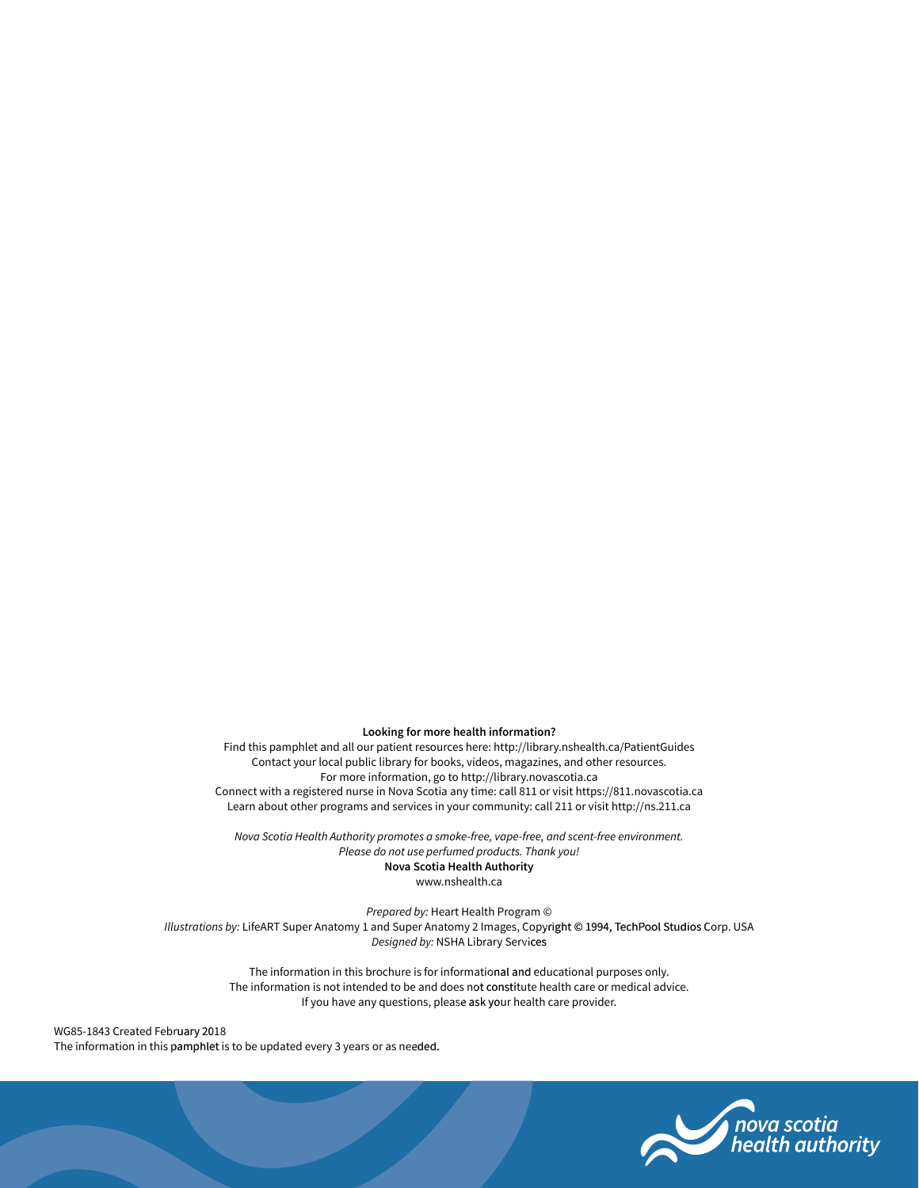**Looking for more health information?**

Find this pamphlet and all our patient resources here: http://library.nshealth.ca/PatientGuides
Contact your local public library for books, videos, magazines, and other resources.
For more information, go to http://library.novascotia.ca
Connect with a registered nurse in Nova Scotia any time: call 811 or visit https://811.novascotia.ca
Learn about other programs and services in your community: call 211 or visit http://ns.211.ca

*Nova Scotia Health Authority promotes a smoke-free, vape-free, and scent-free environment.*
*Please do not use perfumed products. Thank you!*
**Nova Scotia Health Authority**
www.nshealth.ca

*Prepared by:* Heart Health Program ©
*Illustrations by:* LifeART Super Anatomy 1 and Super Anatomy 2 Images, Copyright © 1994, TechPool Studios Corp. USA
*Designed by:* NSHA Library Services

The information in this brochure is for informational and educational purposes only.
The information is not intended to be and does not constitute health care or medical advice.
If you have any questions, please ask your health care provider.

WG85-1843 Created February 2018
The information in this pamphlet is to be updated every 3 years or as needed.

nova scotia health authority